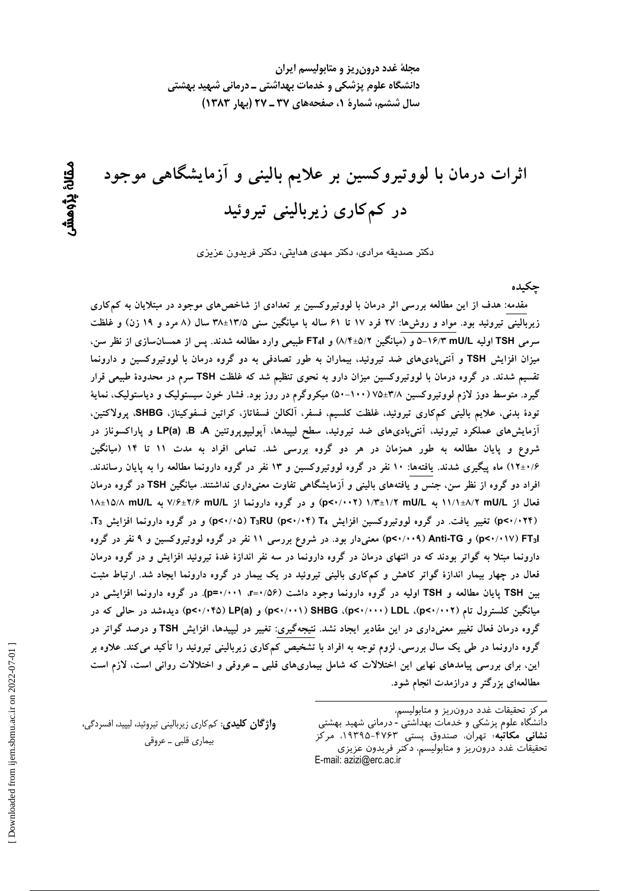مجلهٔ غدد درون‌ریز و متابولیسم ایران
دانشگاه علوم پزشکی و خدمات بهداشتی ـ درمانی شهید بهشتی
سال ششم، شمارهٔ ۱، صفحه‌های ۳۷ ـ ۲۷ (بهار ۱۳۸۳)

مقالهٔ پژوهشی

# اثرات درمان با لووتیروکسین بر علایم بالینی و آزمایشگاهی موجود در کم‌کاری زیربالینی تیروئید

دکتر صدیقه مرادی، دکتر مهدی هدایتی، دکتر فریدون عزیزی

## چکیده

مقدمه: هدف از این مطالعه بررسی اثر درمان با لووتیروکسین بر تعدادی از شاخص‌های موجود در مبتلایان به کم‌کاری زیربالینی تیروئید بود. مواد و روش‌ها: ۲۷ فرد ۱۷ تا ۶۱ ساله با میانگین سنی ۱۳/۵±۳۸ سال (۸ مرد و ۱۹ زن) و غلظت سرمی TSH اولیه ۱۶/۳-۵ mU/L و (میانگین ۵/۲±۸/۴) و $FT_4I$ طبیعی وارد مطالعه شدند. پس از همسان‌سازی از نظر سن، میزان افزایش TSH و آنتی‌بادی‌های ضد تیروئید، بیماران به طور تصادفی به دو گروه درمان با لووتیروکسین و دارونما تقسیم شدند. در گروه درمان با لووتیروکسین میزان دارو به نحوی تنظیم شد که غلظت TSH سرم در محدودهٔ طبیعی قرار گیرد. متوسط دوز لازم لووتیروکسین ۳/۸±۷۵ (۱۰۰-۵۰) میکروگرم در روز بود. فشار خون سیستولیک و دیاستولیک، نمایهٔ تودهٔ بدنی، علایم بالینی کم‌کاری تیروئید، غلظت کلسیم، فسفر، آلکالن فسفاتاز، کراتین فسفوکیناز، SHBG، پرولاکتین، آزمایش‌های عملکرد تیروئید، آنتی‌بادی‌های ضد تیروئید، سطح لیپیدها، آپولیپوپروتئین LP(a) ،B ،A و پاراکسوناز در شروع و پایان مطالعه به طور همزمان در هر دو گروه بررسی شد. تمامی افراد به مدت ۱۱ تا ۱۴ (میانگین ۰/۶±۱۲) ماه پیگیری شدند. یافته‌ها: ۱۰ نفر در گروه لووتیروکسین و ۱۳ نفر در گروه دارونما مطالعه را به پایان رساندند. افراد دو گروه از نظر سن، جنس و یافته‌های بالینی و آزمایشگاهی تفاوت معنی‌داری نداشتند. میانگین TSH در گروه درمان فعال از ۸/۲±۱۱/۱ mU/L به ۱/۲±۱/۳ mU/L ($p<0.002$) و در گروه دارونما از ۲/۶±۷/۶ mU/L به ۱۵/۸±۱۸ mU/L ($p<0.024$) تغییر یافت. در گروه لووتیروکسین افزایش $T_4$ ($p<0.04$) $T_3RU$ ($p<0.05$) و در گروه دارونما افزایش $T_3$، $FT_3I$ ($p<0.017$) و Anti-TG ($p<0.009$) معنی‌دار بود. در شروع بررسی ۱۱ نفر در گروه لووتیروکسین و ۹ نفر در گروه دارونما مبتلا به گواتر بودند که در انتهای درمان در گروه دارونما در سه نفر اندازهٔ غدهٔ تیروئید افزایش و در گروه درمان فعال در چهار بیمار اندازهٔ گواتر کاهش و کم‌کاری بالینی تیروئید در یک بیمار در گروه دارونما ایجاد شد. ارتباط مثبت بین TSH پایان مطالعه و TSH اولیه در گروه دارونما وجود داشت ($r=0.56$، $p=0.001$). در گروه دارونما افزایشی در میانگین کلسترول تام ($p<0.002$)، LDL ($p<0.000$)، SHBG ($p<0.001$) و LP(a) ($p<0.045$) دیده‌شد در حالی که در گروه درمان فعال تغییر معنی‌داری در این مقادیر ایجاد نشد. نتیجه‌گیری: تغییر در لیپیدها، افزایش TSH و درصد گواتر در گروه دارونما در طی یک سال بررسی، لزوم توجه به افراد با تشخیص کم‌کاری زیربالینی تیروئید را تأکید می‌کند. علاوه بر این، برای بررسی پیامدهای نهایی این اختلالات که شامل بیماری‌های قلبی ـ عروقی و اختلالات روانی است، لازم است مطالعه‌ای بزرگتر و درازمدت انجام شود.

**واژگان کلیدی**: کم‌کاری زیربالینی تیروئید، لیپید، افسردگی، بیماری قلبی ـ عروقی

---

مرکز تحقیقات غدد درون‌ریز و متابولیسم،
دانشگاه علوم پزشکی و خدمات بهداشتی - درمانی شهید بهشتی
**نشانی مکاتبه**: تهران، صندوق پستی ۴۷۶۳-۱۹۳۹۵، مرکز تحقیقات غدد درون‌ریز و متابولیسم، دکتر فریدون عزیزی
E-mail: azizi@erc.ac.ir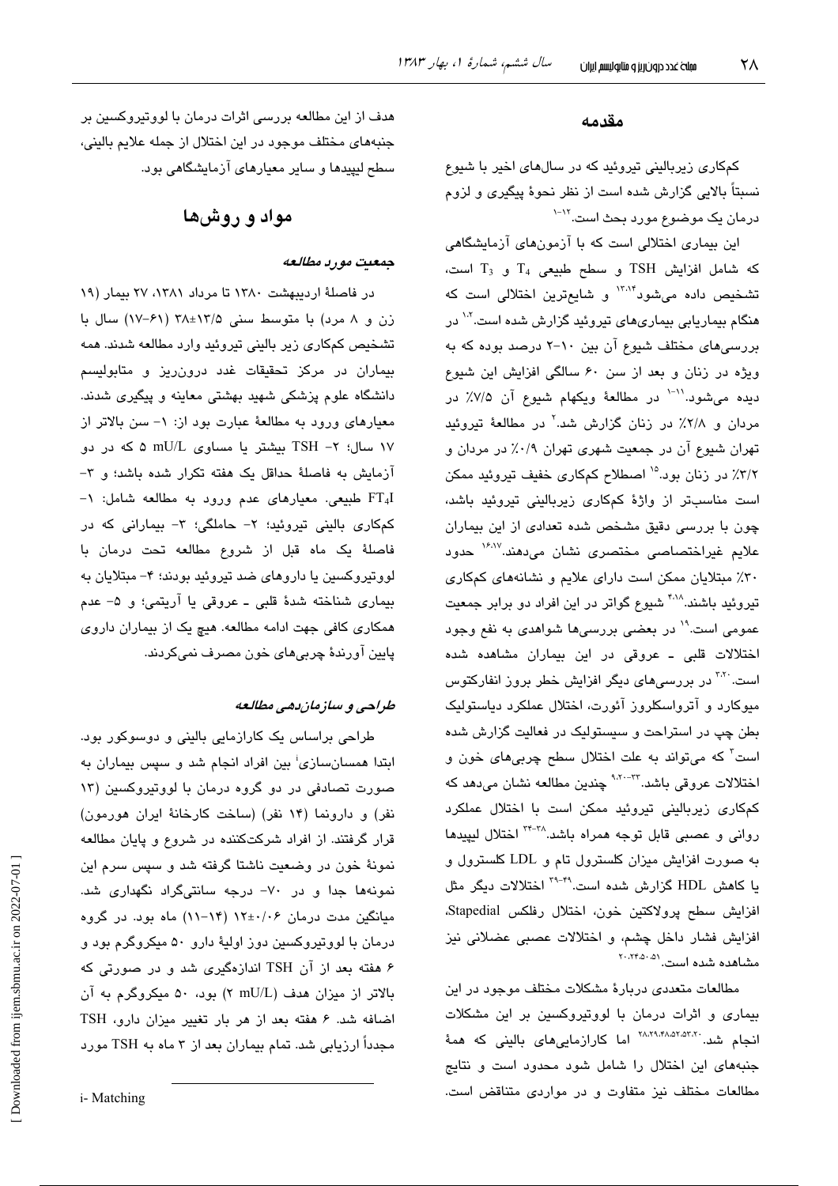## مقدمه

کم‌کاری زیربالینی تیروئید که در سال‌های اخیر با شیوع نسبتاً بالایی گزارش شده است از نظر نحوهٔ پیگیری و لزوم درمان یک موضوع مورد بحث است.[۱۲-۱]

این بیماری اختلالی است که با آزمون‌های آزمایشگاهی که شامل افزایش TSH و سطح طبیعی $T_4$ و $T_3$ است، تشخیص داده می‌شود[۱۳،۱۴] و شایع‌ترین اختلالی است که هنگام بیماریابی بیماری‌های تیروئید گزارش شده است.[۱،۲] در بررسی‌های مختلف شیوع آن بین ۱۰-۲ درصد بوده که به ویژه در زنان و بعد از سن ۶۰ سالگی افزایش این شیوع دیده می‌شود.[۱۱-۱] در مطالعهٔ ویکهام شیوع آن ۷/۵٪ در مردان و ۲/۸٪ در زنان گزارش شد.[۲] در مطالعهٔ تیروئید تهران شیوع آن در جمعیت شهری تهران ۰/۹٪ در مردان و ۳/۲٪ در زنان بود.[۱۵] اصطلاح کم‌کاری خفیف تیروئید ممکن است مناسب‌تر از واژهٔ کم‌کاری زیربالینی تیروئید باشد، چون با بررسی دقیق مشخص شده تعدادی از این بیماران علایم غیراختصاصی مختصری نشان می‌دهند.[۱۶،۱۷] حدود ۳۰٪ مبتلایان ممکن است دارای علایم و نشانه‌های کم‌کاری تیروئید باشند.[۴،۱۸] شیوع گواتر در این افراد دو برابر جمعیت عمومی است.[۱۹] در بعضی بررسی‌ها شواهدی به نفع وجود اختلالات قلبی ـ عروقی در این بیماران مشاهده شده است.[۳،۲۰] در بررسی‌های دیگر افزایش خطر بروز انفارکتوس میوکارد و آترواسکلروز آئورت، اختلال عملکرد دیاستولیک بطن چپ در استراحت و سیستولیک در فعالیت گزارش شده است[۳] که می‌تواند به علت اختلال سطح چربی‌های خون و اختلالات عروقی باشد.[۹،۲۰-۳۳] چندین مطالعه نشان می‌دهد که کم‌کاری زیربالینی تیروئید ممکن است با اختلال عملکرد روانی و عصبی قابل توجه همراه باشد.[۳۸-۳۴] اختلال لیپیدها به صورت افزایش میزان کلسترول تام و LDL کلسترول و یا کاهش HDL گزارش شده است.[۴۹-۳۹] اختلالات دیگر مثل افزایش سطح پرولاکتین خون، اختلال رفلکس Stapedial، افزایش فشار داخل چشم، و اختلالات عصبی عضلانی نیز مشاهده شده است.[۲۰،۲۴،۵۰،۵۱]

مطالعات متعددی دربارهٔ مشکلات مختلف موجود در این بیماری و اثرات درمان با لووتیروکسین بر این مشکلات انجام شد.[۲۸،۲۹،۴۸،۵۲،۵۳،۲۰] اما کارازمایی‌های بالینی که همهٔ جنبه‌های این اختلال را شامل شود محدود است و نتایج مطالعات مختلف نیز متفاوت و در مواردی متناقض است.

هدف از این مطالعه بررسی اثرات درمان با لووتیروکسین بر جنبه‌های مختلف موجود در این اختلال از جمله علایم بالینی، سطح لیپیدها و سایر معیارهای آزمایشگاهی بود.

## مواد و روش‌ها

### *جمعیت مورد مطالعه*

در فاصلهٔ اردیبهشت ۱۳۸۰ تا مرداد ۱۳۸۱، ۲۷ بیمار (۱۹ زن و ۸ مرد) با متوسط سنی ۱۳/۵±۳۸ (۶۱-۱۷) سال با تشخیص کم‌کاری زیر بالینی تیروئید وارد مطالعه شدند. همه بیماران در مرکز تحقیقات غدد درون‌ریز و متابولیسم دانشگاه علوم پزشکی شهید بهشتی معاینه و پیگیری شدند. معیارهای ورود به مطالعهٔ عبارت بود از: ۱- سن بالاتر از ۱۷ سال؛ ۲- TSH بیشتر یا مساوی ۵ mU/L که در دو آزمایش به فاصلهٔ حداقل یک هفته تکرار شده باشد؛ و ۳- $FT_4I$ طبیعی. معیارهای عدم ورود به مطالعه شامل: ۱- کم‌کاری بالینی تیروئید؛ ۲- حاملگی؛ ۳- بیمارانی که در فاصلهٔ یک ماه قبل از شروع مطالعه تحت درمان با لووتیروکسین یا داروهای ضد تیروئید بودند؛ ۴- مبتلایان به بیماری شناخته شدهٔ قلبی ـ عروقی یا آریتمی؛ و ۵- عدم همکاری کافی جهت ادامه مطالعه. هیچ یک از بیماران داروی پایین آورندهٔ چربی‌های خون مصرف نمی‌کردند.

### *طراحی و سازمان‌دهی مطالعه*

طراحی براساس یک کارازمایی بالینی و دوسوکور بود. ابتدا همسان‌سازی[i] بین افراد انجام شد و سپس بیماران به صورت تصادفی در دو گروه درمان با لووتیروکسین (۱۳ نفر) و دارونما (۱۴ نفر) (ساخت کارخانهٔ ایران هورمون) قرار گرفتند. از افراد شرکت‌کننده در شروع و پایان مطالعه نمونهٔ خون در وضعیت ناشتا گرفته شد و سپس سرم این نمونه‌ها جدا و در ۷۰- درجه سانتی‌گراد نگهداری شد. میانگین مدت درمان ۰/۰۶±۱۲ (۱۴-۱۱) ماه بود. در گروه درمان با لووتیروکسین دوز اولیهٔ دارو ۵۰ میکروگرم بود و ۶ هفته بعد از آن TSH اندازه‌گیری شد و در صورتی که بالاتر از میزان هدف (۲ mU/L) بود، ۵۰ میکروگرم به آن اضافه شد. ۶ هفته بعد از هر بار تغییر میزان دارو، TSH مجدداً ارزیابی شد. تمام بیماران بعد از ۳ ماه به TSH مورد

i- Matching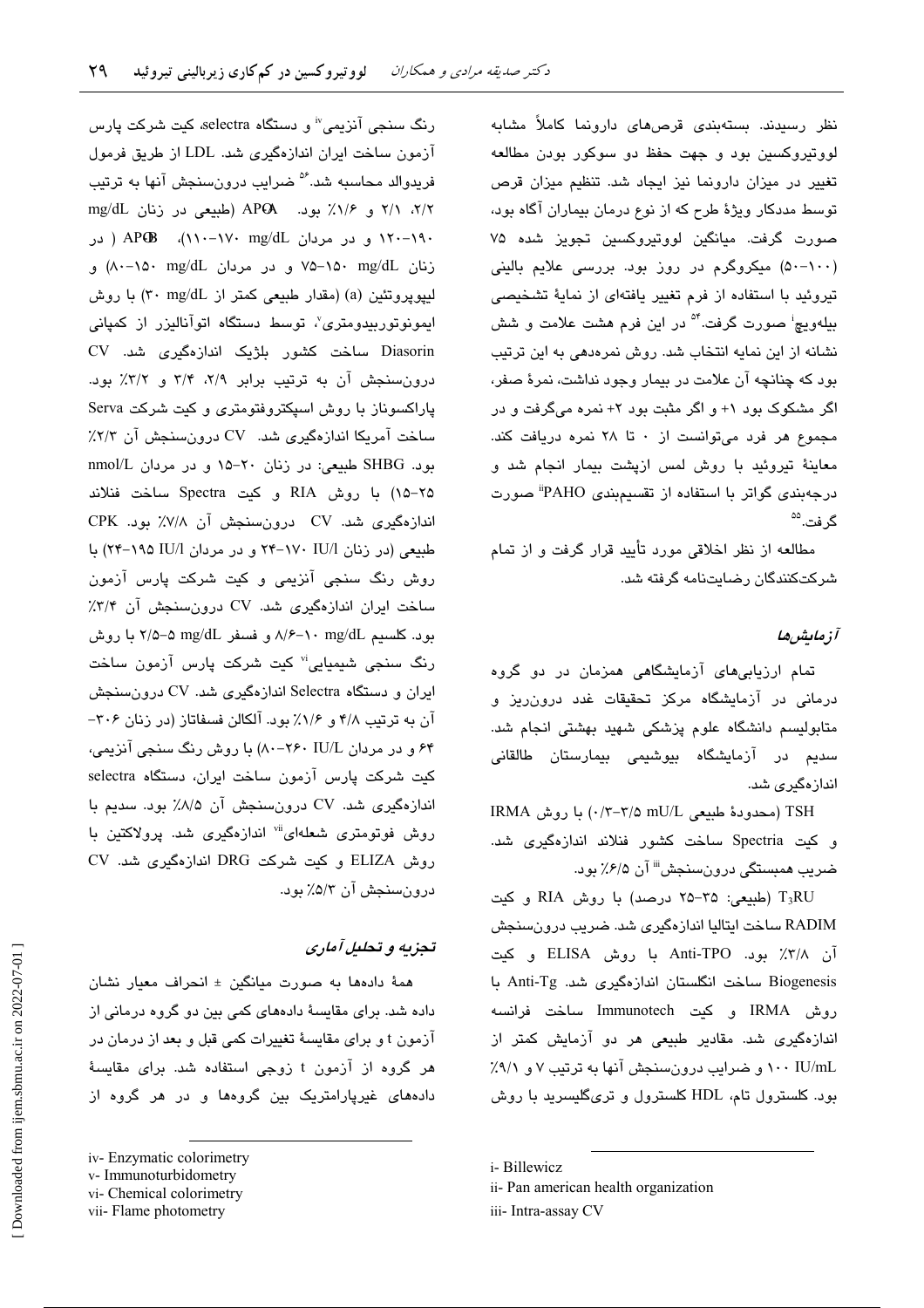نظر رسیدند. بسته‌بندی قرص‌های دارونما کاملاً مشابه لووتیروکسین بود و جهت حفظ دو سوکور بودن مطالعه تغییر در میزان دارونما نیز ایجاد شد. تنظیم میزان قرص توسط مددکار ویژهٔ طرح که از نوع درمان بیماران آگاه بود، صورت گرفت. میانگین لووتیروکسین تجویز شده ۷۵ (۱۰۰-۵۰) میکروگرم در روز بود. بررسی علایم بالینی تیروئید با استفاده از فرم تغییر یافته‌ای از نمایهٔ تشخیصی بیله‌ویچ[i] صورت گرفت.[54] در این فرم هشت علامت و شش نشانه از این نمایه انتخاب شد. روش نمره‌دهی به این ترتیب بود که چنانچه آن علامت در بیمار وجود نداشت، نمرهٔ صفر، اگر مشکوک بود ۱+ و اگر مثبت بود ۲+ نمره می‌گرفت و در مجموع هر فرد می‌توانست از ۰ تا ۲۸ نمره دریافت کند. معاینهٔ تیروئید با روش لمس ازپشت بیمار انجام شد و درجه‌بندی گواتر با استفاده از تقسیم‌بندی PAHO[ii] صورت گرفت.[55]

مطالعه از نظر اخلاقی مورد تأیید قرار گرفت و از تمام شرکت‌کنندگان رضایت‌نامه گرفته شد.

### آزمایش‌ها

تمام ارزیابی‌های آزمایشگاهی همزمان در دو گروه درمانی در آزمایشگاه مرکز تحقیقات غدد درون‌ریز و متابولیسم دانشگاه علوم پزشکی شهید بهشتی انجام شد. سدیم در آزمایشگاه بیوشیمی بیمارستان طالقانی اندازه‌گیری شد.

TSH (محدودهٔ طبیعی mU/L ۳/۵-۰/۳) با روش IRMA و کیت Spectria ساخت کشور فنلاند اندازه‌گیری شد. ضریب همبستگی درون‌سنجش[iii] آن ۶/۵٪ بود.

$T_3RU$ (طبیعی: ۳۵-۲۵ درصد) با روش RIA و کیت RADIM ساخت ایتالیا اندازه‌گیری شد. ضریب درون‌سنجش آن ۳/۸٪ بود. Anti-TPO با روش ELISA و کیت Biogenesis ساخت انگلستان اندازه‌گیری شد. Anti-Tg با روش IRMA و کیت Immunotech ساخت فرانسه اندازه‌گیری شد. مقادیر طبیعی هر دو آزمایش کمتر از ۱۰۰ IU/mL و ضرایب درون‌سنجش آنها به ترتیب ۷ و ۹/۱٪ بود. کلسترول تام، HDL کلسترول و تری‌گلیسرید با روش رنگ سنجی آنزیمی[iv] و دستگاه selectra، کیت شرکت پارس آزمون ساخت ایران اندازه‌گیری شد. LDL از طریق فرمول فریدوالد محاسبه شد.[56] ضرایب درون‌سنجش آنها به ترتیب ۲/۲، ۲/۱ و ۱/۶٪ بود. APOA (طبیعی در زنان mg/dL ۱۹۰-۱۲۰ و در مردان mg/dL ۱۷۰-۱۱۰)، APOB (در زنان mg/dL ۱۵۰-۷۵ و در مردان mg/dL ۱۵۰-۸۰) و لیپوپروتئین (a) (مقدار طبیعی کمتر از ۳۰ mg/dL) با روش ایمونوتوربیدومتری[v]، توسط دستگاه اتوآنالیزر از کمپانی Diasorin ساخت کشور بلژیک اندازه‌گیری شد. CV درون‌سنجش آن به ترتیب برابر ۲/۹، ۳/۴ و ۳/۲٪ بود. پاراکسوناز با روش اسپکتروفتومتری و کیت شرکت Serva ساخت آمریکا اندازه‌گیری شد. CV درون‌سنجش آن ۲/۳٪ بود. SHBG طبیعی: در زنان ۲۰-۱۵ و در مردان nmol/L ۲۵-۱۵) با روش RIA و کیت Spectra ساخت فنلاند اندازه‌گیری شد. CV درون‌سنجش آن ۷/۸٪ بود. CPK طبیعی (در زنان IU/l ۱۷۰-۲۴ و در مردان IU/l ۱۹۵-۲۴) با روش رنگ سنجی آنزیمی و کیت شرکت پارس آزمون ساخت ایران اندازه‌گیری شد. CV درون‌سنجش آن ۳/۴٪ بود. کلسیم mg/dL ۱۰-۸/۶ و فسفر mg/dL ۵-۲/۵ با روش رنگ سنجی شیمیایی[vi] کیت شرکت پارس آزمون ساخت ایران و دستگاه Selectra اندازه‌گیری شد. CV درون‌سنجش آن به ترتیب ۴/۸ و ۱/۶٪ بود. آلکالن فسفاتاز (در زنان ۳۰۶-۶۴ و در مردان IU/L ۲۶۰-۸۰) با روش رنگ سنجی آنزیمی، کیت شرکت پارس آزمون ساخت ایران، دستگاه selectra اندازه‌گیری شد. CV درون‌سنجش آن ۸/۵٪ بود. سدیم با روش فوتومتری شعله‌ای[vii] اندازه‌گیری شد. پرولاکتین با روش ELIZA و کیت شرکت DRG اندازه‌گیری شد. CV درون‌سنجش آن ۵/۳٪ بود.

### تجزیه و تحلیل آماری

همهٔ داده‌ها به صورت میانگین ± انحراف معیار نشان داده شد. برای مقایسهٔ داده‌های کمی بین دو گروه درمانی از آزمون t و برای مقایسهٔ تغییرات کمی قبل و بعد از درمان در هر گروه از آزمون t زوجی استفاده شد. برای مقایسهٔ داده‌های غیرپارامتریک بین گروه‌ها و در هر گروه از

---

i- Billewicz
ii- Pan american health organization
iii- Intra-assay CV
iv- Enzymatic colorimetry
v- Immunoturbidometry
vi- Chemical colorimetry
vii- Flame photometry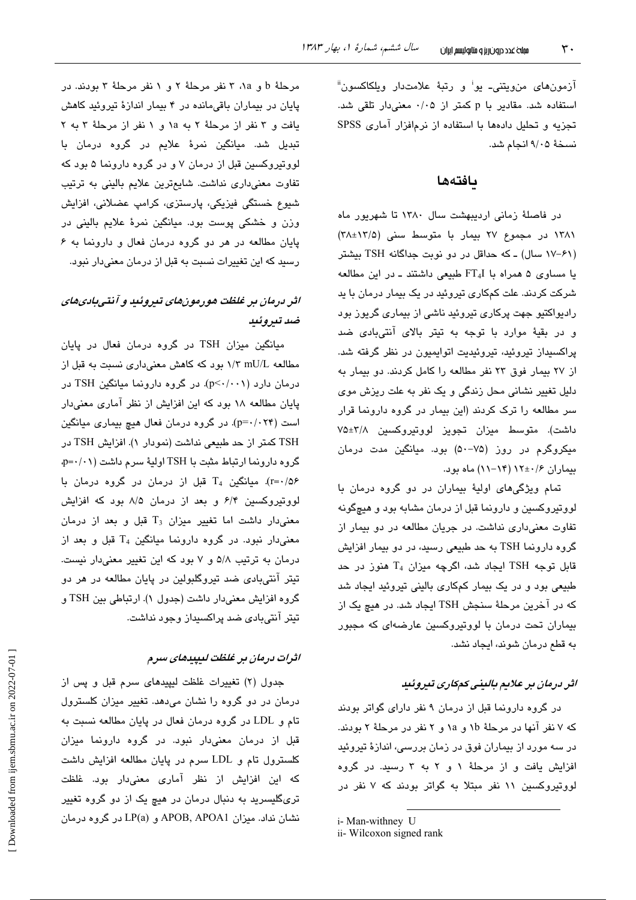آزمون‌های من‌ویتنی- یو[i] و رتبهٔ علامت‌دار ویلکاکسون[ii] استفاده شد. مقادیر با p کمتر از ۰/۰۵ معنی‌دار تلقی شد. تجزیه و تحلیل داده‌ها با استفاده از نرم‌افزار آماری SPSS نسخهٔ ۹/۰۵ انجام شد.

## یافته‌ها

در فاصلهٔ زمانی اردیبهشت سال ۱۳۸۰ تا شهریور ماه ۱۳۸۱ در مجموع ۲۷ بیمار با متوسط سنی (۱۳/۵±۳۸) (۶۱-۱۷ سال) ـ که حداقل در دو نوبت جداگانه TSH بیشتر یا مساوی ۵ همراه با $FT_4I$ طبیعی داشتند ـ در این مطالعه شرکت کردند. علت کم‌کاری تیروئید در یک بیمار درمان با ید رادیواکتیو جهت پرکاری تیروئید ناشی از بیماری گریوز بود و در بقیهٔ موارد با توجه به تیتر بالای آنتی‌بادی ضد پراکسیداز تیروئید، تیروئیدیت اتوایمیون در نظر گرفته شد. از ۲۷ بیمار فوق ۲۳ نفر مطالعه را کامل کردند. دو بیمار به دلیل تغییر نشانی محل زندگی و یک نفر به علت ریزش موی سر مطالعه را ترک کردند (این بیمار در گروه دارونما قرار داشت). متوسط میزان تجویز لووتیروکسین ۳/۸±۷۵ میکروگرم در روز (۷۵-۵۰) بود. میانگین مدت درمان بیماران ۰/۶±۱۲ (۱۴-۱۱) ماه بود.

تمام ویژگی‌های اولیهٔ بیماران در دو گروه درمان با لووتیروکسین و دارونما قبل از درمان مشابه بود و هیچ‌گونه تفاوت معنی‌داری نداشت. در جریان مطالعه در دو بیمار از گروه دارونما TSH به حد طبیعی رسید، در دو بیمار افزایش قابل توجه TSH ایجاد شد، اگرچه میزان $T_4$ هنوز در حد طبیعی بود و در یک بیمار کم‌کاری بالینی تیروئید ایجاد شد که در آخرین مرحلهٔ سنجش TSH ایجاد شد. در هیچ یک از بیماران تحت درمان با لووتیروکسین عارضه‌ای که مجبور به قطع درمان شوند، ایجاد نشد.

### اثر درمان بر علایم بالینی کم‌کاری تیروئید

در گروه دارونما قبل از درمان ۹ نفر دارای گواتر بودند که ۷ نفر آنها در مرحلهٔ ۱b و ۱a و ۲ نفر در مرحلهٔ ۲ بودند. در سه مورد از بیماران فوق در زمان بررسی، اندازهٔ تیروئید افزایش یافت و از مرحلهٔ ۱ و ۲ به ۳ رسید. در گروه لووتیروکسین ۱۱ نفر مبتلا به گواتر بودند که ۷ نفر در مرحلهٔ b و ۱a، ۳ نفر مرحلهٔ ۲ و ۱ نفر مرحلهٔ ۳ بودند. در پایان در بیماران باقی‌مانده در ۴ بیمار اندازهٔ تیروئید کاهش یافت و ۳ نفر از مرحلهٔ ۲ به ۱a و ۱ نفر از مرحلهٔ ۳ به ۲ تبدیل شد. میانگین نمرهٔ علایم در گروه درمان با لووتیروکسین قبل از درمان ۷ و در گروه دارونما ۵ بود که تفاوت معنی‌داری نداشت. شایع‌ترین علایم بالینی به ترتیب شیوع خستگی فیزیکی، پارستزی، کرامپ عضلانی، افزایش وزن و خشکی پوست بود. میانگین نمرهٔ علایم بالینی در پایان مطالعه در هر دو گروه درمان فعال و دارونما به ۶ رسید که این تغییرات نسبت به قبل از درمان معنی‌دار نبود.

### اثر درمان بر غلظت هورمون‌های تیروئید و آنتی‌بادی‌های ضد تیروئید

میانگین میزان TSH در گروه درمان فعال در پایان مطالعه ۱/۳ mU/L بود که کاهش معنی‌داری نسبت به قبل از درمان دارد (p<۰/۰۰۱). در گروه دارونما میانگین TSH در پایان مطالعه ۱۸ بود که این افزایش از نظر آماری معنی‌دار است (p=۰/۰۲۴). در گروه درمان فعال هیچ بیماری میانگین TSH کمتر از حد طبیعی نداشت (نمودار ۱). افزایش TSH در گروه دارونما ارتباط مثبت با TSH اولیهٔ سرم داشت (p=۰/۰۱، r=۰/۵۶). میانگین $T_4$ قبل از درمان در گروه درمان با لووتیروکسین ۶/۴ و بعد از درمان ۸/۵ بود که افزایش معنی‌دار داشت اما تغییر میزان $T_3$ قبل و بعد از درمان معنی‌دار نبود. در گروه دارونما میانگین $T_4$ قبل و بعد از درمان به ترتیب ۵/۸ و ۷ بود که این تغییر معنی‌دار نیست. تیتر آنتی‌بادی ضد تیروگلبولین در پایان مطالعه در هر دو گروه افزایش معنی‌دار داشت (جدول ۱). ارتباطی بین TSH و تیتر آنتی‌بادی ضد پراکسیداز وجود نداشت.

### اثرات درمان بر غلظت لیپیدهای سرم

جدول (۲) تغییرات غلظت لیپیدهای سرم قبل و پس از درمان در دو گروه را نشان می‌دهد. تغییر میزان کلسترول تام و LDL در گروه درمان فعال در پایان مطالعه نسبت به قبل از درمان معنی‌دار نبود. در گروه دارونما میزان کلسترول تام و LDL سرم در پایان مطالعه افزایش داشت که این افزایش از نظر آماری معنی‌دار بود. غلظت تری‌گلیسرید به دنبال درمان در هیچ یک از دو گروه تغییر نشان نداد. میزان APOB, APOA1 و LP(a) در گروه درمان

---

i- Man-withney U

ii- Wilcoxon signed rank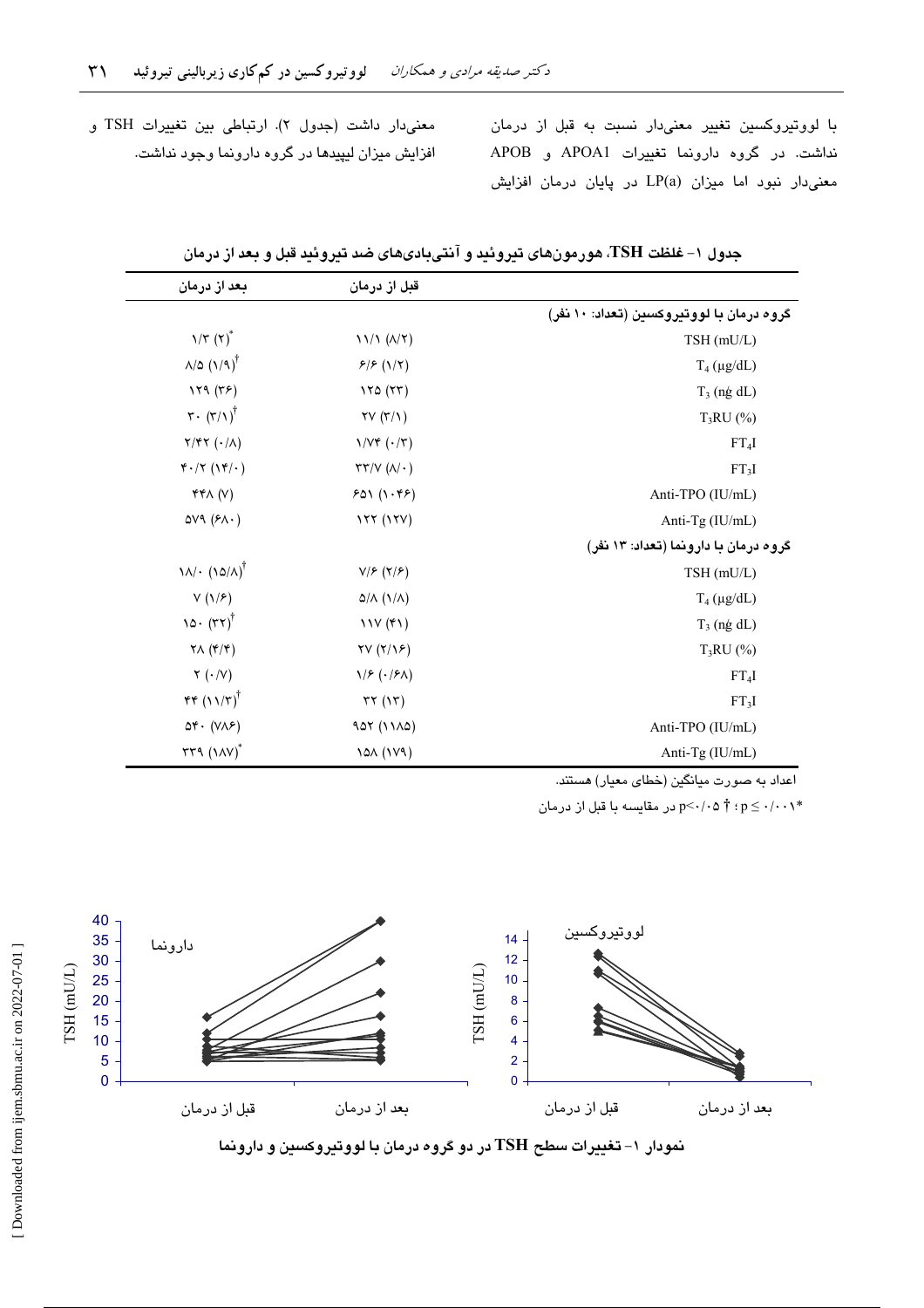با لووتیروکسین تغییر معنی‌دار نسبت به قبل از درمان نداشت. در گروه دارونما تغییرات APOA1 و APOB معنی‌دار نبود اما میزان LP(a) در پایان درمان افزایش معنی‌دار داشت (جدول ۲). ارتباطی بین تغییرات TSH و افزایش میزان لیپیدها در گروه دارونما وجود نداشت.

**جدول ۱- غلظت TSH، هورمون‌های تیروئید و آنتی‌بادی‌های ضد تیروئید قبل و بعد از درمان**

| | قبل از درمان | بعد از درمان |
|---|---|---|
| **گروه درمان با لووتیروکسین (تعداد: ۱۰ نفر)** | | |
| TSH (mU/L) | ۱۱/۱ (۸/۲) | ۱/۳ (۲)* |
| $T_4$ (μg/dL) | ۶/۶ (۱/۲) | ۸/۵ (۱/۹)† |
| $T_3$ (ng dL) | ۱۲۵ (۲۳) | ۱۲۹ (۳۶) |
| $T_3RU$ (%) | ۲۷ (۳/۱) | ۳۰ (۳/۱)† |
| $FT_4I$ | ۱/۷۴ (۰/۳) | ۲/۴۲ (۰/۸) |
| $FT_3I$ | ۳۳/۷ (۸/۰) | ۴۰/۲ (۱۴/۰) |
| Anti-TPO (IU/mL) | ۶۵۱ (۱۰۴۶) | ۴۴۸ (۷) |
| Anti-Tg (IU/mL) | ۱۲۲ (۱۲۷) | ۵۷۹ (۶۸۰) |
| **گروه درمان با دارونما (تعداد: ۱۳ نفر)** | | |
| TSH (mU/L) | ۷/۶ (۲/۶) | ۱۸/۰ (۱۵/۸)† |
| $T_4$ (μg/dL) | ۵/۸ (۱/۸) | ۷ (۱/۶) |
| $T_3$ (ng dL) | ۱۱۷ (۴۱) | ۱۵۰ (۳۲)† |
| $T_3RU$ (%) | ۲۷ (۲/۱۶) | ۲۸ (۴/۴) |
| $FT_4I$ | ۱/۶ (۰/۶۸) | ۲ (۰/۷) |
| $FT_3I$ | ۳۲ (۱۳) | ۴۴ (۱۱/۳)† |
| Anti-TPO (IU/mL) | ۹۵۲ (۱۱۸۵) | ۵۴۰ (۷۸۶) |
| Anti-Tg (IU/mL) | ۱۵۸ (۱۷۹) | ۳۳۹ (۱۸۷)* |

اعداد به صورت میانگین (خطای معیار) هستند.

*p ≤ ۰/۰۰۱ ؛ † p<۰/۰۵ در مقایسه با قبل از درمان

**نمودار ۱- تغییرات سطح TSH در دو گروه درمان با لووتیروکسین و دارونما**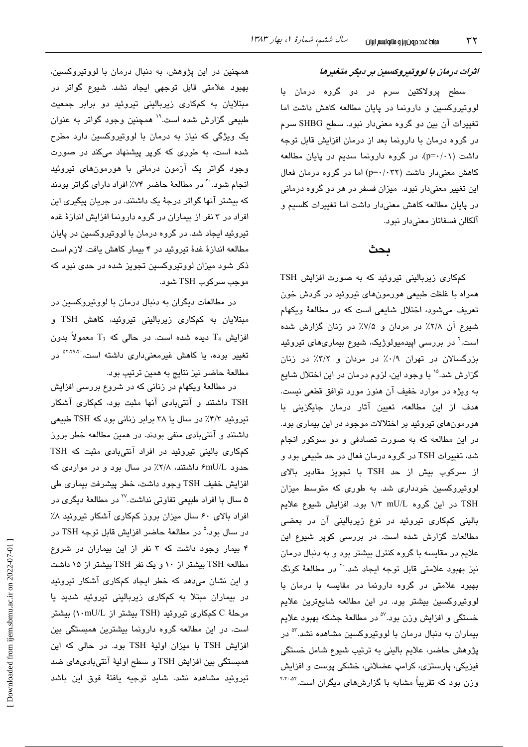***اثرات درمان با لووتیروکسین بر دیگر متغیرها***

سطح پرولاکتین سرم در دو گروه درمان با لووتیروکسین و دارونما در پایان مطالعه کاهش داشت اما تغییرات آن بین دو گروه معنی‌دار نبود. سطح SHBG سرم در گروه درمان با دارونما بعد از درمان افزایش قابل توجه داشت (p=۰/۰۱). در گروه دارونما سدیم در پایان مطالعه کاهش معنی‌دار داشت (p=۰/۰۳۲) اما در گروه درمان فعال این تغییر معنی‌دار نبود. میزان فسفر در هر دو گروه درمانی در پایان مطالعه کاهش معنی‌دار داشت اما تغییرات کلسیم و آلکالن فسفاتاز معنی‌دار نبود.

## بحث

کم‌کاری زیربالینی تیروئید که به صورت افزایش TSH همراه با غلظت طبیعی هورمون‌های تیروئید در گردش خون تعریف می‌شود، اختلال شایعی است که در مطالعهٔ ویکهام شیوع آن ۲/۸٪ در مردان و ۷/۵٪ در زنان گزارش شده است.[۲] در بررسی اپیدمیولوژیک، شیوع بیماری‌های تیروئید بزرگسالان در تهران ۰/۹٪ در مردان و ۳/۲٪ در زنان گزارش شد.[۱۵] با وجود این، لزوم درمان در این اختلال شایع به ویژه در موارد خفیف آن هنوز مورد توافق قطعی نیست. هدف از این مطالعه، تعیین آثار درمان جایگزینی با هورمون‌های تیروئید بر اختلالات موجود در این بیماری بود. در این مطالعه که به صورت تصادفی و دو سوکور انجام شد، تغییرات TSH در گروه درمان فعال در حد طبیعی بود و از سرکوب بیش از حد TSH با تجویز مقادیر بالای لووتیروکسین خودداری شد. به طوری که متوسط میزان TSH در این گروه ۱/۳ mU/L بود. افزایش شیوع علایم بالینی کم‌کاری تیروئید در نوع زیربالینی آن در بعضی مطالعات گزارش شده است. در بررسی کوپر شیوع این علایم در مقایسه با گروه کنترل بیشتر بود و به دنبال درمان نیز بهبود علامتی قابل توجه ایجاد شد.[۲۰] در مطالعهٔ کونگ بهبود علامتی در گروه دارونما در مقایسه با درمان با لووتیروکسین بیشتر بود. در این مطالعه شایع‌ترین علایم خستگی و افزایش وزن بود.[۵۷] در مطالعهٔ جشکه بهبود علایم بیماران به دنبال درمان با لووتیروکسین مشاهده نشد.[۵۳] در پژوهش حاضر، علایم بالینی به ترتیب شیوع شامل خستگی فیزیکی، پارستزی، کرامپ عضلانی، خشکی پوست و افزایش وزن بود که تقریباً مشابه با گزارش‌های دیگران است.[۴،۲۰،۵۲]

همچنین در این پژوهش، به دنبال درمان با لووتیروکسین، بهبود علامتی قابل توجهی ایجاد نشد. شیوع گواتر در مبتلایان به کم‌کاری زیربالینی تیروئید دو برابر جمعیت طبیعی گزارش شده است.[۱۹] همچنین وجود گواتر به عنوان یک ویژگی که نیاز به درمان با لووتیروکسین دارد مطرح شده است، به طوری که کوپر پیشنهاد می‌کند در صورت وجود گواتر یک آزمون درمانی با هورمون‌های تیروئید انجام شود.[۲۰] در مطالعهٔ حاضر ۷۴٪ افراد دارای گواتر بودند که بیشتر آنها گواتر درجهٔ یک داشتند. در جریان پیگیری این افراد در ۳ نفر از بیماران در گروه دارونما افزایش اندازهٔ غده تیروئید ایجاد شد. در گروه درمان با لووتیروکسین در پایان مطالعه اندازهٔ غدهٔ تیروئید در ۴ بیمار کاهش یافت. لازم است ذکر شود میزان لووتیروکسین تجویز شده در حدی نبود که موجب سرکوب TSH شود.

در مطالعات دیگران به دنبال درمان با لووتیروکسین در مبتلایان به کم‌کاری زیربالینی تیروئید، کاهش TSH و افزایش $T_4$ دیده شده است. در حالی که $T_3$ معمولاً بدون تغییر بوده، یا کاهش غیرمعنی‌داری داشته است،[۵۲،۲۹،۲۰] در مطالعهٔ حاضر نیز نتایج به همین ترتیب بود.

در مطالعهٔ ویکهام در زنانی که در شروع بررسی افزایش TSH داشتند و آنتی‌بادی آنها مثبت بود، کم‌کاری آشکار تیروئید ۴/۳٪ در سال یا ۳۸ برابر زنانی بود که TSH طبیعی داشتند و آنتی‌بادی منفی بودند. در همین مطالعه خطر بروز کم‌کاری بالینی تیروئید در افراد آنتی‌بادی مثبت که TSH حدود ۶mU/L داشتند، ۲/۸٪ در سال بود و در مواردی که افزایش خفیف TSH وجود داشت، خطر پیشرفت بیماری طی ۵ سال با افراد طبیعی تفاوتی نداشت.[۲۷] در مطالعهٔ دیگری در افراد بالای ۶۰ سال میزان بروز کم‌کاری آشکار تیروئید ۸٪ در سال بود.[۵] در مطالعهٔ حاضر افزایش قابل توجه TSH در ۴ بیمار وجود داشت که ۳ نفر از این بیماران در شروع مطالعه TSH بیشتر از ۱۰ و یک نفر TSH بیشتر از ۱۵ داشت و این نشان می‌دهد که خطر ایجاد کم‌کاری آشکار تیروئید در بیماران مبتلا به کم‌کاری زیربالینی تیروئید شدید یا مرحلهٔ C کم‌کاری تیروئید (TSH بیشتر از ۱۰mU/L) بیشتر است. در این مطالعه گروه دارونما بیشترین همبستگی بین افزایش TSH با میزان اولیهٔ TSH بود. در حالی که این همبستگی بین افزایش TSH و سطح اولیهٔ آنتی‌بادی‌های ضد تیروئید مشاهده نشد. شاید توجیه یافتهٔ فوق این باشد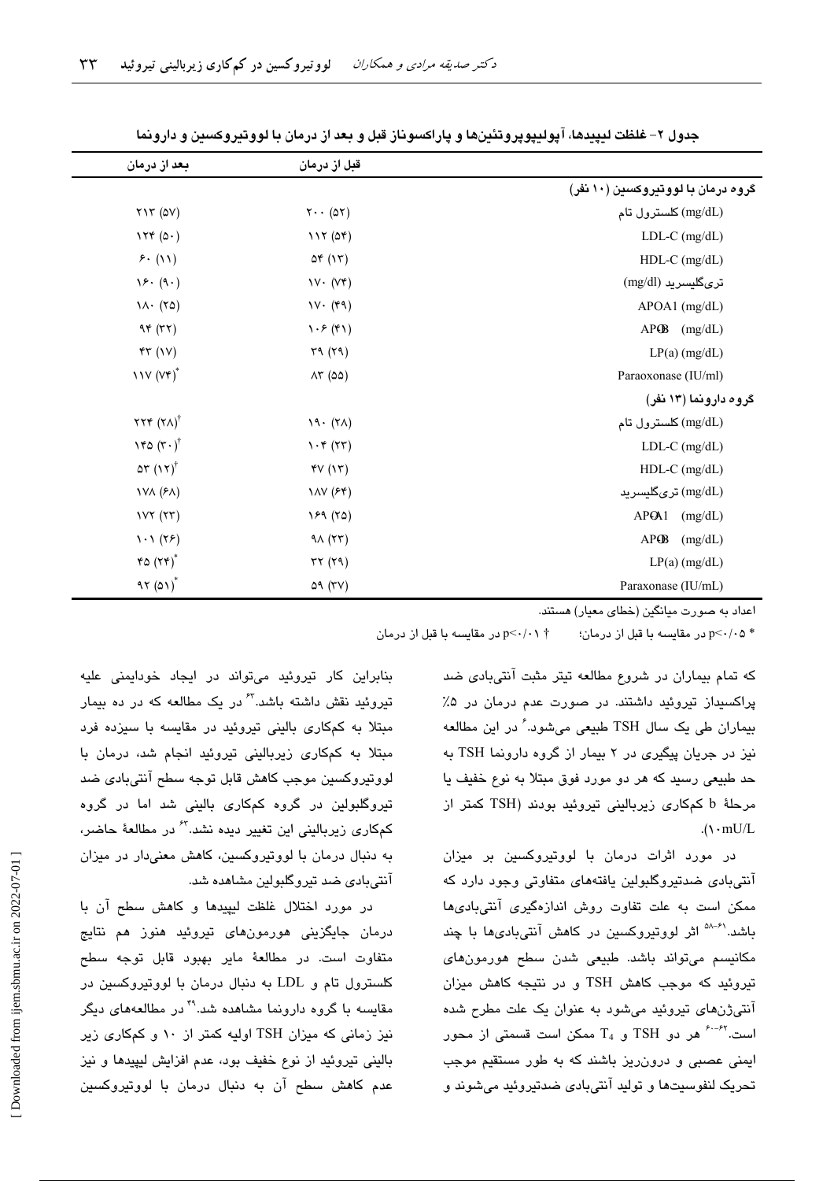جدول ۲- غلظت لیپیدها، آپولیپوپروتئین‌ها و پاراکسوناز قبل و بعد از درمان با لووتیروکسین و دارونما

| | قبل از درمان | بعد از درمان |
|---|---|---|
| **گروه درمان با لووتیروکسین (۱۰ نفر)** | | |
| کلسترول تام (mg/dL) | ۲۰۰ (۵۲) | ۲۱۳ (۵۷) |
| LDL-C (mg/dL) | ۱۱۲ (۵۴) | ۱۲۴ (۵۰) |
| HDL-C (mg/dL) | ۵۴ (۱۳) | ۶۰ (۱۱) |
| تری‌گلیسرید (mg/dl) | ۱۷۰ (۷۴) | ۱۶۰ (۹۰) |
| APOA1 (mg/dL) | ۱۷۰ (۴۹) | ۱۸۰ (۲۵) |
| APOB (mg/dL) | ۱۰۶ (۴۱) | ۹۴ (۳۲) |
| LP(a) (mg/dL) | ۳۹ (۲۹) | ۴۳ (۱۷) |
| Paraoxonase (IU/ml) | ۸۳ (۵۵) | ۱۱۷ (۷۴)* |
| **گروه دارونما (۱۳ نفر)** | | |
| کلسترول تام (mg/dL) | ۱۹۰ (۲۸) | ۲۲۴ (۲۸)† |
| LDL-C (mg/dL) | ۱۰۴ (۲۳) | ۱۴۵ (۳۰)† |
| HDL-C (mg/dL) | ۴۷ (۱۳) | ۵۳ (۱۲)† |
| تری‌گلیسرید (mg/dL) | ۱۸۷ (۶۴) | ۱۷۸ (۶۸) |
| APOA1 (mg/dL) | ۱۶۹ (۲۵) | ۱۷۲ (۲۳) |
| APOB (mg/dL) | ۹۸ (۲۳) | ۱۰۱ (۲۶) |
| LP(a) (mg/dL) | ۳۲ (۲۹) | ۴۵ (۲۴)* |
| Paraxonase (IU/mL) | ۵۹ (۳۷) | ۹۲ (۵۱)* |

اعداد به صورت میانگین (خطای معیار) هستند.

* $p<0.05$ در مقایسه با قبل از درمان؛ † $p<0.01$ در مقایسه با قبل از درمان

که تمام بیماران در شروع مطالعه تیتر مثبت آنتی‌بادی ضد پراکسیداز تیروئید داشتند. در صورت عدم درمان در ۵٪ بیماران طی یک سال TSH طبیعی می‌شود.[۶] در این مطالعه نیز در جریان پیگیری در ۲ بیمار از گروه دارونما TSH به حد طبیعی رسید که هر دو مورد فوق مبتلا به نوع خفیف یا مرحلهٔ b کم‌کاری زیربالینی تیروئید بودند (TSH کمتر از ۱۰mU/L).

در مورد اثرات درمان با لووتیروکسین بر میزان آنتی‌بادی ضدتیروگلبولین یافته‌های متفاوتی وجود دارد که ممکن است به علت تفاوت روش اندازه‌گیری آنتی‌بادی‌ها باشد.[۵۸-۶۱] اثر لووتیروکسین در کاهش آنتی‌بادی‌ها با چند مکانیسم می‌تواند باشد. طبیعی شدن سطح هورمون‌های تیروئید که موجب کاهش TSH و در نتیجه کاهش میزان آنتی‌ژن‌های تیروئید می‌شود به عنوان یک علت مطرح شده است.[۶۰-۶۲] هر دو TSH و $T_4$ ممکن است قسمتی از محور ایمنی عصبی و درون‌ریز باشند که به طور مستقیم موجب تحریک لنفوسیت‌ها و تولید آنتی‌بادی ضدتیروئید می‌شوند و بنابراین کار تیروئید می‌تواند در ایجاد خودایمنی علیه تیروئید نقش داشته باشد.[۶۳] در یک مطالعه که در ده بیمار مبتلا به کم‌کاری بالینی تیروئید در مقایسه با سیزده فرد مبتلا به کم‌کاری زیربالینی تیروئید انجام شد، درمان با لووتیروکسین موجب کاهش قابل توجه سطح آنتی‌بادی ضد تیروگلبولین در گروه کم‌کاری بالینی شد اما در گروه کم‌کاری زیربالینی این تغییر دیده نشد.[۶۳] در مطالعهٔ حاضر، به دنبال درمان با لووتیروکسین، کاهش معنی‌دار در میزان آنتی‌بادی ضد تیروگلبولین مشاهده شد.

در مورد اختلال غلظت لیپیدها و کاهش سطح آن با درمان جایگزینی هورمون‌های تیروئید هنوز هم نتایج متفاوت است. در مطالعهٔ مایر بهبود قابل توجه سطح کلسترول تام و LDL به دنبال درمان با لووتیروکسین در مقایسه با گروه دارونما مشاهده شد.[۴۹] در مطالعه‌های دیگر نیز زمانی که میزان TSH اولیه کمتر از ۱۰ و کم‌کاری زیر بالینی تیروئید از نوع خفیف بود، عدم افزایش لیپیدها و نیز عدم کاهش سطح آن به دنبال درمان با لووتیروکسین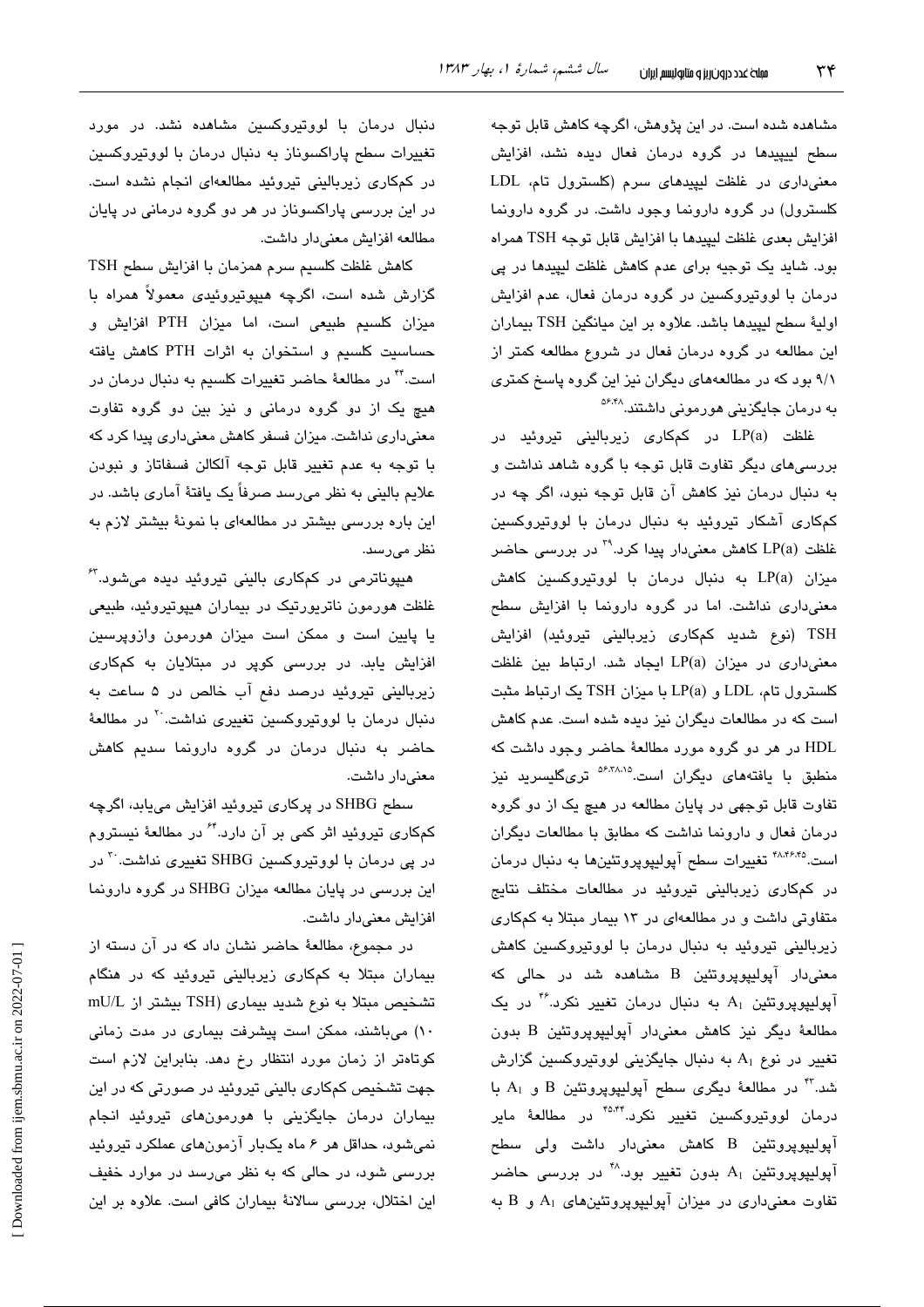مشاهده شده است. در این پژوهش، اگرچه کاهش قابل توجه سطح لیپیدها در گروه درمان فعال دیده نشد، افزایش معنی‌داری در غلظت لیپیدهای سرم (کلسترول تام، LDL کلسترول) در گروه دارونما وجود داشت. در گروه دارونما افزایش بعدی غلظت لیپیدها با افزایش قابل توجه TSH همراه بود. شاید یک توجیه برای عدم کاهش غلظت لیپیدها در پی درمان با لووتیروکسین در گروه درمان فعال، عدم افزایش اولیهٔ سطح لیپیدها باشد. علاوه بر این میانگین TSH بیماران این مطالعه در گروه درمان فعال در شروع مطالعه کمتر از ۹/۱ بود که در مطالعه‌های دیگران نیز این گروه پاسخ کمتری به درمان جایگزینی هورمونی داشتند.[۴۸،۵۶]

غلظت LP(a) در کمکاری زیربالینی تیروئید در بررسی‌های دیگر تفاوت قابل توجه با گروه شاهد نداشت و به دنبال درمان نیز کاهش آن قابل توجه نبود، اگر چه در کمکاری آشکار تیروئید به دنبال درمان با لووتیروکسین غلظت LP(a) کاهش معنی‌دار پیدا کرد.[۳۹] در بررسی حاضر میزان LP(a) به دنبال درمان با لووتیروکسین کاهش معنی‌داری نداشت. اما در گروه دارونما با افزایش سطح TSH (نوع شدید کمکاری زیربالینی تیروئید) افزایش معنی‌داری در میزان LP(a) ایجاد شد. ارتباط بین غلظت کلسترول تام، LDL و LP(a) با میزان TSH یک ارتباط مثبت است که در مطالعات دیگران نیز دیده شده است. عدم کاهش HDL در هر دو گروه مورد مطالعهٔ حاضر وجود داشت که منطبق با یافته‌های دیگران است.[۱۵،۳۸،۵۶] تری‌گلیسرید نیز تفاوت قابل توجهی در پایان مطالعه در هیچ یک از دو گروه درمان فعال و دارونما نداشت که مطابق با مطالعات دیگران است.[۳۵،۴۶،۴۸] تغییرات سطح آپولیپوپروتئین‌ها به دنبال درمان در کمکاری زیربالینی تیروئید در مطالعات مختلف نتایج متفاوتی داشت و در مطالعه‌ای در ۱۳ بیمار مبتلا به کمکاری زیربالینی تیروئید به دنبال درمان با لووتیروکسین کاهش معنی‌دار آپولیپوپروتئین B مشاهده شد در حالی که آپولیپوپروتئین $A_1$ به دنبال درمان تغییر نکرد.[۴۶] در یک مطالعهٔ دیگر نیز کاهش معنی‌دار آپولیپوپروتئین B بدون تغییر در نوع $A_1$ به دنبال جایگزینی لووتیروکسین گزارش شد.[۳۳] در مطالعهٔ دیگری سطح آپولیپوپروتئین B و $A_1$ با درمان لووتیروکسین تغییر نکرد.[۴۵،۴۴] در مطالعهٔ مایر آپولیپوپروتئین B کاهش معنی‌دار داشت ولی سطح آپولیپوپروتئین $A_1$ بدون تغییر بود.[۴۸] در بررسی حاضر تفاوت معنی‌داری در میزان آپولیپوپروتئین‌های $A_1$ و B به دنبال درمان با لووتیروکسین مشاهده نشد. در مورد تغییرات سطح پاراکسوناز به دنبال درمان با لووتیروکسین در کمکاری زیربالینی تیروئید مطالعه‌ای انجام نشده است. در این بررسی پاراکسوناز در هر دو گروه درمانی در پایان مطالعه افزایش معنی‌دار داشت.

کاهش غلظت کلسیم سرم همزمان با افزایش سطح TSH گزارش شده است، اگرچه هیپوتیروئیدی معمولاً همراه با میزان کلسیم طبیعی است، اما میزان PTH افزایش و حساسیت کلسیم و استخوان به اثرات PTH کاهش یافته است.[۴۴] در مطالعهٔ حاضر تغییرات کلسیم به دنبال درمان در هیچ یک از دو گروه درمانی و نیز بین دو گروه تفاوت معنی‌داری نداشت. میزان فسفر کاهش معنی‌داری پیدا کرد که با توجه به عدم تغییر قابل توجه آلکالن فسفاتاز و نبودن علایم بالینی به نظر می‌رسد صرفاً یک یافتهٔ آماری باشد. در این باره بررسی بیشتر در مطالعه‌ای با نمونهٔ بیشتر لازم به نظر می‌رسد.

هیپوناترمی در کمکاری بالینی تیروئید دیده می‌شود.[۶۳] غلظت هورمون ناتریورتیک در بیماران هیپوتیروئید، طبیعی یا پایین است و ممکن است میزان هورمون وازوپرسین افزایش یابد. در بررسی کوپر در مبتلایان به کمکاری زیربالینی تیروئید درصد دفع آب خالص در ۵ ساعت به دنبال درمان با لووتیروکسین تغییری نداشت.[۲۰] در مطالعهٔ حاضر به دنبال درمان در گروه دارونما سدیم کاهش معنی‌دار داشت.

سطح SHBG در پرکاری تیروئید افزایش می‌یابد، اگرچه کمکاری تیروئید اثر کمی بر آن دارد.[۶۴] در مطالعهٔ نیستروم در پی درمان با لووتیروکسین SHBG تغییری نداشت.[۲۰] در این بررسی در پایان مطالعه میزان SHBG در گروه دارونما افزایش معنی‌دار داشت.

در مجموع، مطالعهٔ حاضر نشان داد که در آن دسته از بیماران مبتلا به کمکاری زیربالینی تیروئید که در هنگام تشخیص مبتلا به نوع شدید بیماری (TSH بیشتر از mU/L ۱۰) می‌باشند، ممکن است پیشرفت بیماری در مدت زمانی کوتاه‌تر از زمان مورد انتظار رخ دهد. بنابراین لازم است جهت تشخیص کمکاری بالینی تیروئید در صورتی که در این بیماران درمان جایگزینی با هورمون‌های تیروئید انجام نمی‌شود، حداقل هر ۶ ماه یکبار آزمون‌های عملکرد تیروئید بررسی شود، در حالی که به نظر می‌رسد در موارد خفیف این اختلال، بررسی سالانهٔ بیماران کافی است. علاوه بر این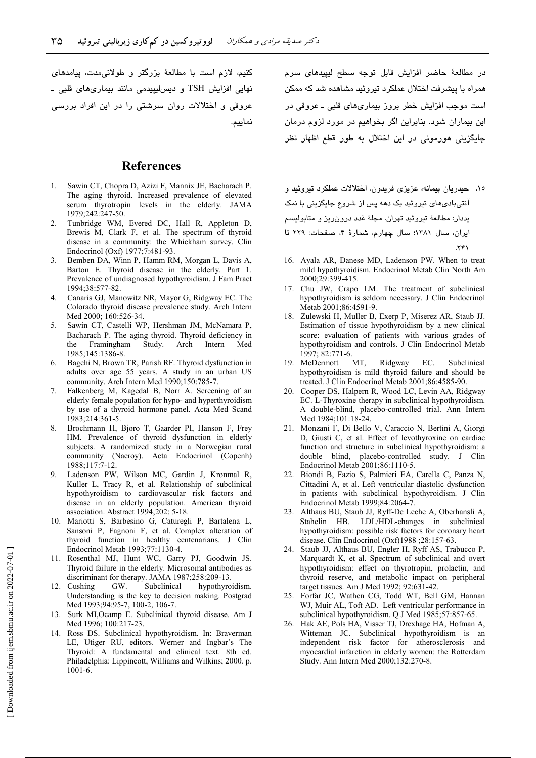در مطالعهٔ حاضر افزایش قابل توجه سطح لیپیدهای سرم همراه با پیشرفت اختلال عملکرد تیروئید مشاهده شد که ممکن است موجب افزایش خطر بروز بیماری‌های قلبی ـ عروقی در این بیماران شود. بنابراین اگر بخواهیم در مورد لزوم درمان جایگزینی هورمونی در این اختلال به طور قطع اظهار نظر کنیم، لازم است با مطالعهٔ بزرگتر و طولانی‌مدت، پیامدهای نهایی افزایش TSH و دیس‌لیپیدمی مانند بیماری‌های قلبی ـ عروقی و اختلالات روان سرشتی را در این افراد بررسی نماییم.

## References

1. Sawin CT, Chopra D, Azizi F, Mannix JE, Bacharach P. The aging thyroid. Increased prevalence of elevated serum thyrotropin levels in the elderly. JAMA 1979;242:247-50.
2. Tunbridge WM, Evered DC, Hall R, Appleton D, Brewis M, Clark F, et al. The spectrum of thyroid disease in a community: the Whickham survey. Clin Endocrinol (Oxf) 1977;7:481-93.
3. Bemben DA, Winn P, Hamm RM, Morgan L, Davis A, Barton E. Thyroid disease in the elderly. Part 1. Prevalence of undiagnosed hypothyroidism. J Fam Pract 1994;38:577-82.
4. Canaris GJ, Manowitz NR, Mayor G, Ridgway EC. The Colorado thyroid disease prevalence study. Arch Intern Med 2000; 160:526-34.
5. Sawin CT, Castelli WP, Hershman JM, McNamara P, Bacharach P. The aging thyroid. Thyroid deficiency in the Framingham Study. Arch Intern Med 1985;145:1386-8.
6. Bagchi N, Brown TR, Parish RF. Thyroid dysfunction in adults over age 55 years. A study in an urban US community. Arch Intern Med 1990;150:785-7.
7. Falkenberg M, Kagedal B, Norr A. Screening of an elderly female population for hypo- and hyperthyroidism by use of a thyroid hormone panel. Acta Med Scand 1983;214:361-5.
8. Brochmann H, Bjoro T, Gaarder PI, Hanson F, Frey HM. Prevalence of thyroid dysfunction in elderly subjects. A randomized study in a Norwegian rural community (Naeroy). Acta Endocrinol (Copenh) 1988;117:7-12.
9. Ladenson PW, Wilson MC, Gardin J, Kronmal R, Kuller L, Tracy R, et al. Relationship of subclinical hypothyroidism to cardiovascular risk factors and disease in an elderly population. American thyroid association. Abstract 1994;202: 5-18.
10. Mariotti S, Barbesino G, Caturegli P, Bartalena L, Sansoni P, Fagnoni F, et al. Complex alteration of thyroid function in healthy centenarians. J Clin Endocrinol Metab 1993;77:1130-4.
11. Rosenthal MJ, Hunt WC, Garry PJ, Goodwin JS. Thyroid failure in the elderly. Microsomal antibodies as discriminant for therapy. JAMA 1987;258:209-13.
12. Cushing GW. Subclinical hypothyroidism. Understanding is the key to decision making. Postgrad Med 1993;94:95-7, 100-2, 106-7.
13. Surk MI,Ocamp E. Subclinical thyroid disease. Am J Med 1996; 100:217-23.
14. Ross DS. Subclinical hypothyroidism. In: Braverman LE, Utiger RU, editors. Werner and Ingbar's The Thyroid: A fundamental and clinical text. 8th ed. Philadelphia: Lippincott, Williams and Wilkins; 2000. p. 1001-6.
15. حیدریان پیمانه، عزیزی فریدون. اختلالات عملکرد تیروئید و آنتی‌بادی‌های تیروئید یک دهه پس از شروع جایگزینی با نمک یددار: مطالعهٔ تیروئید تهران. مجلهٔ غدد درون‌ریز و متابولیسم ایران، سال ۱۳۸۱؛ سال چهارم، شمارهٔ ۴، صفحات: ۲۲۹ تا ۲۴۱.
16. Ayala AR, Danese MD, Ladenson PW. When to treat mild hypothyroidism. Endocrinol Metab Clin North Am 2000;29:399-415.
17. Chu JW, Crapo LM. The treatment of subclinical hypothyroidism is seldom necessary. J Clin Endocrinol Metab 2001;86:4591-9.
18. Zulewski H, Muller B, Exerp P, Miserez AR, Staub JJ. Estimation of tissue hypothyroidism by a new clinical score: evaluation of patients with various grades of hypothyroidism and controls. J Clin Endocrinol Metab 1997; 82:771-6.
19. McDermott MT, Ridgway EC. Subclinical hypothyroidism is mild thyroid failure and should be treated. J Clin Endocrinol Metab 2001;86:4585-90.
20. Cooper DS, Halpern R, Wood LC, Levin AA, Ridgway EC. L-Thyroxine therapy in subclinical hypothyroidism. A double-blind, placebo-controlled trial. Ann Intern Med 1984;101:18-24.
21. Monzani F, Di Bello V, Caraccio N, Bertini A, Giorgi D, Giusti C, et al. Effect of levothyroxine on cardiac function and structure in subclinical hypothyroidism: a double blind, placebo-controlled study. J Clin Endocrinol Metab 2001;86:1110-5.
22. Biondi B, Fazio S, Palmieri EA, Carella C, Panza N, Cittadini A, et al. Left ventricular diastolic dysfunction in patients with subclinical hypothyroidism. J Clin Endocrinol Metab 1999;84:2064-7.
23. Althaus BU, Staub JJ, Ryff-De Leche A, Oberhansli A, Stahelin HB. LDL/HDL-changes in subclinical hypothyroidism: possible risk factors for coronary heart disease. Clin Endocrinol (Oxf)1988 ;28:157-63.
24. Staub JJ, Althaus BU, Engler H, Ryff AS, Trabucco P, Marquardt K, et al. Spectrum of subclinical and overt hypothyroidism: effect on thyrotropin, prolactin, and thyroid reserve, and metabolic impact on peripheral target tissues. Am J Med 1992; 92:631-42.
25. Forfar JC, Wathen CG, Todd WT, Bell GM, Hannan WJ, Muir AL, Toft AD. Left ventricular performance in subclinical hypothyroidism. Q J Med 1985;57:857-65.
26. Hak AE, Pols HA, Visser TJ, Drexhage HA, Hofman A, Witteman JC. Subclinical hypothyroidism is an independent risk factor for atherosclerosis and myocardial infarction in elderly women: the Rotterdam Study. Ann Intern Med 2000;132:270-8.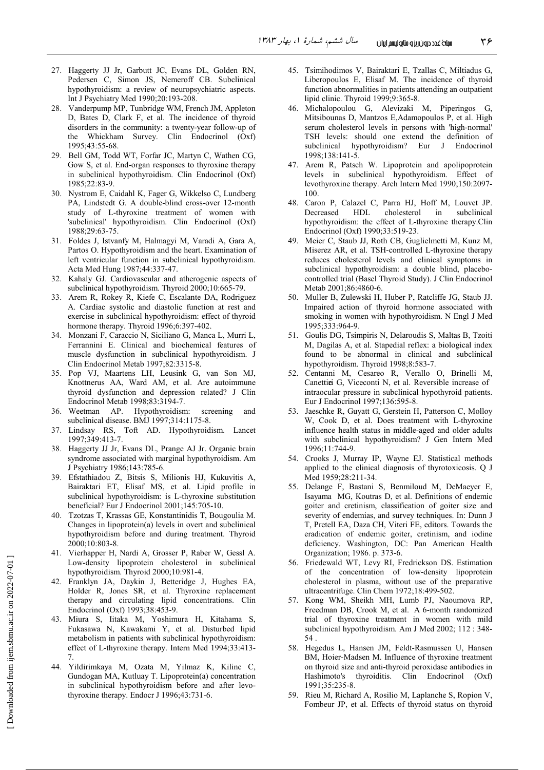27. Haggerty JJ Jr, Garbutt JC, Evans DL, Golden RN, Pedersen C, Simon JS, Nemeroff CB. Subclinical hypothyroidism: a review of neuropsychiatric aspects. Int J Psychiatry Med 1990;20:193-208.
28. Vanderpump MP, Tunbridge WM, French JM, Appleton D, Bates D, Clark F, et al. The incidence of thyroid disorders in the community: a twenty-year follow-up of the Whickham Survey. Clin Endocrinol (Oxf) 1995;43:55-68.
29. Bell GM, Todd WT, Forfar JC, Martyn C, Wathen CG, Gow S, et al. End-organ responses to thyroxine therapy in subclinical hypothyroidism. Clin Endocrinol (Oxf) 1985;22:83-9.
30. Nystrom E, Caidahl K, Fager G, Wikkelso C, Lundberg PA, Lindstedt G. A double-blind cross-over 12-month study of L-thyroxine treatment of women with 'subclinical' hypothyroidism. Clin Endocrinol (Oxf) 1988;29:63-75.
31. Foldes J, Istvanfy M, Halmagyi M, Varadi A, Gara A, Partos O. Hypothyroidism and the heart. Examination of left ventricular function in subclinical hypothyroidism. Acta Med Hung 1987;44:337-47.
32. Kahaly GJ. Cardiovascular and atherogenic aspects of subclinical hypothyroidism. Thyroid 2000;10:665-79.
33. Arem R, Rokey R, Kiefe C, Escalante DA, Rodriguez A. Cardiac systolic and diastolic function at rest and exercise in subclinical hypothyroidism: effect of thyroid hormone therapy. Thyroid 1996;6:397-402.
34. Monzani F, Caraccio N, Siciliano G, Manca L, Murri L, Ferrannini E. Clinical and biochemical features of muscle dysfunction in subclinical hypothyroidism. J Clin Endocrinol Metab 1997;82:3315-8.
35. Pop VJ, Maartens LH, Leusink G, van Son MJ, Knottnerus AA, Ward AM, et al. Are autoimmune thyroid dysfunction and depression related? J Clin Endocrinol Metab 1998;83:3194-7.
36. Weetman AP. Hypothyroidism: screening and subclinical disease. BMJ 1997;314:1175-8.
37. Lindsay RS, Toft AD. Hypothyroidism. Lancet 1997;349:413-7.
38. Haggerty JJ Jr, Evans DL, Prange AJ Jr. Organic brain syndrome associated with marginal hypothyroidism. Am J Psychiatry 1986;143:785-6.
39. Efstathiadou Z, Bitsis S, Milionis HJ, Kukuvitis A, Bairaktari ET, Elisaf MS, et al. Lipid profile in subclinical hypothyroidism: is L-thyroxine substitution beneficial? Eur J Endocrinol 2001;145:705-10.
40. Tzotzas T, Krassas GE, Konstantinidis T, Bougoulia M. Changes in lipoprotein(a) levels in overt and subclinical hypothyroidism before and during treatment. Thyroid 2000;10:803-8.
41. Vierhapper H, Nardi A, Grosser P, Raber W, Gessl A. Low-density lipoprotein cholesterol in subclinical hypothyroidism. Thyroid 2000;10:981-4.
42. Franklyn JA, Daykin J, Betteridge J, Hughes EA, Holder R, Jones SR, et al. Thyroxine replacement therapy and circulating lipid concentrations. Clin Endocrinol (Oxf) 1993;38:453-9.
43. Miura S, Iitaka M, Yoshimura H, Kitahama S, Fukasawa N, Kawakami Y, et al. Disturbed lipid metabolism in patients with subclinical hypothyroidism: effect of L-thyroxine therapy. Intern Med 1994;33:413-7.
44. Yildirimkaya M, Ozata M, Yilmaz K, Kilinc C, Gundogan MA, Kutluay T. Lipoprotein(a) concentration in subclinical hypothyroidism before and after levo-thyroxine therapy. Endocr J 1996;43:731-6.
45. Tsimihodimos V, Bairaktari E, Tzallas C, Miltiadus G, Liberopoulos E, Elisaf M. The incidence of thyroid function abnormalities in patients attending an outpatient lipid clinic. Thyroid 1999;9:365-8.
46. Michalopoulou G, Alevizaki M, Piperingos G, Mitsibounas D, Mantzos E,Adamopoulos P, et al. High serum cholesterol levels in persons with 'high-normal' TSH levels: should one extend the definition of subclinical hypothyroidism? Eur J Endocrinol 1998;138:141-5.
47. Arem R, Patsch W. Lipoprotein and apolipoprotein levels in subclinical hypothyroidism. Effect of levothyroxine therapy. Arch Intern Med 1990;150:2097-100.
48. Caron P, Calazel C, Parra HJ, Hoff M, Louvet JP. Decreased HDL cholesterol in subclinical hypothyroidism: the effect of L-thyroxine therapy.Clin Endocrinol (Oxf) 1990;33:519-23.
49. Meier C, Staub JJ, Roth CB, Guglielmetti M, Kunz M, Miserez AR, et al. TSH-controlled L-thyroxine therapy reduces cholesterol levels and clinical symptoms in subclinical hypothyroidism: a double blind, placebo-controlled trial (Basel Thyroid Study). J Clin Endocrinol Metab 2001;86:4860-6.
50. Muller B, Zulewski H, Huber P, Ratcliffe JG, Staub JJ. Impaired action of thyroid hormone associated with smoking in women with hypothyroidism. N Engl J Med 1995;333:964-9.
51. Goulis DG, Tsimpiris N, Delaroudis S, Maltas B, Tzoiti M, Dagilas A, et al. Stapedial reflex: a biological index found to be abnormal in clinical and subclinical hypothyroidism. Thyroid 1998;8:583-7.
52. Centanni M, Cesareo R, Verallo O, Brinelli M, Canettiei G, Viceconti N, et al. Reversible increase of intraocular pressure in subclinical hypothyroid patients. Eur J Endocrinol 1997;136:595-8.
53. Jaeschke R, Guyatt G, Gerstein H, Patterson C, Molloy W, Cook D, et al. Does treatment with L-thyroxine influence health status in middle-aged and older adults with subclinical hypothyroidism? J Gen Intern Med 1996;11:744-9.
54. Crooks J, Murray IP, Wayne EJ. Statistical methods applied to the clinical diagnosis of thyrotoxicosis. Q J Med 1959;28:211-34.
55. Delange F, Bastani S, Benmiloud M, DeMaeyer E, Isayama MG, Koutras D, et al. Definitions of endemic goiter and cretinism, classification of goiter size and severity of endemias, and survey techniques. In: Dunn J T, Pretell EA, Daza CH, Viteri FE, editors. Towards the eradication of endemic goiter, cretinism, and iodine deficiency. Washington, DC: Pan American Health Organization; 1986. p. 373-6.
56. Friedewald WT, Levy RI, Fredrickson DS. Estimation of the concentration of low-density lipoprotein cholesterol in plasma, without use of the preparative ultracentrifuge. Clin Chem 1972;18:499-502.
57. Kong WM, Sheikh MH, Lumb PJ, Naoumova RP, Freedman DB, Crook M, et al. A 6-month randomized trial of thyroxine treatment in women with mild subclinical hypothyroidism. Am J Med 2002; 112 : 348-54 .
58. Hegedus L, Hansen JM, Feldt-Rasmussen U, Hansen BM, Hoier-Madsen M. Influence of thyroxine treatment on thyroid size and anti-thyroid peroxidase antibodies in Hashimoto's thyroiditis. Clin Endocrinol (Oxf) 1991;35:235-8.
59. Rieu M, Richard A, Rosilio M, Laplanche S, Ropion V, Fombeur JP, et al. Effects of thyroid status on thyroid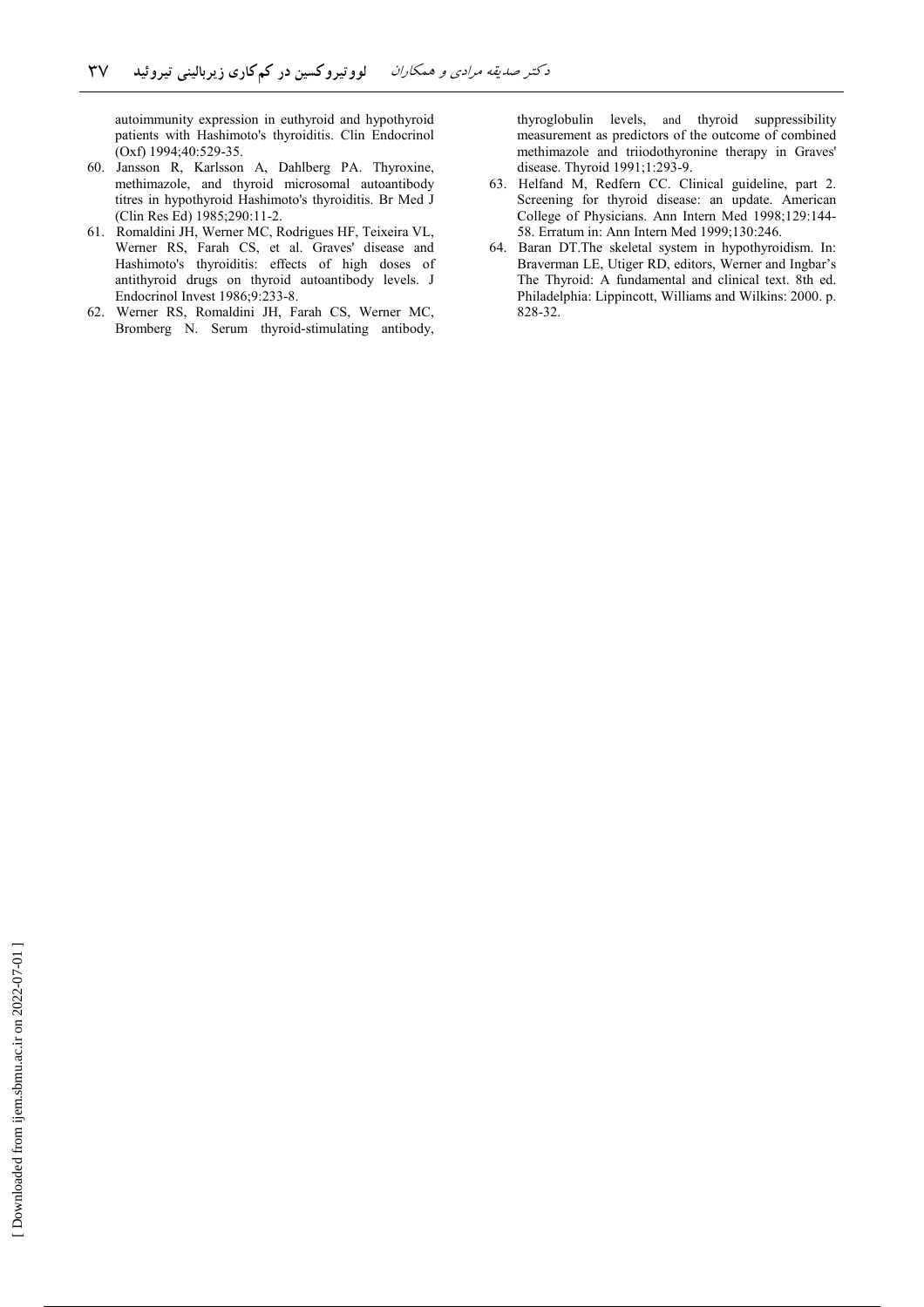autoimmunity expression in euthyroid and hypothyroid patients with Hashimoto's thyroiditis. Clin Endocrinol (Oxf) 1994;40:529-35.

60. Jansson R, Karlsson A, Dahlberg PA. Thyroxine, methimazole, and thyroid microsomal autoantibody titres in hypothyroid Hashimoto's thyroiditis. Br Med J (Clin Res Ed) 1985;290:11-2.
61. Romaldini JH, Werner MC, Rodrigues HF, Teixeira VL, Werner RS, Farah CS, et al. Graves' disease and Hashimoto's thyroiditis: effects of high doses of antithyroid drugs on thyroid autoantibody levels. J Endocrinol Invest 1986;9:233-8.
62. Werner RS, Romaldini JH, Farah CS, Werner MC, Bromberg N. Serum thyroid-stimulating antibody, thyroglobulin levels, and thyroid suppressibility measurement as predictors of the outcome of combined methimazole and triiodothyronine therapy in Graves' disease. Thyroid 1991;1:293-9.
63. Helfand M, Redfern CC. Clinical guideline, part 2. Screening for thyroid disease: an update. American College of Physicians. Ann Intern Med 1998;129:144-58. Erratum in: Ann Intern Med 1999;130:246.
64. Baran DT.The skeletal system in hypothyroidism. In: Braverman LE, Utiger RD, editors, Werner and Ingbar's The Thyroid: A fundamental and clinical text. 8th ed. Philadelphia: Lippincott, Williams and Wilkins: 2000. p. 828-32.